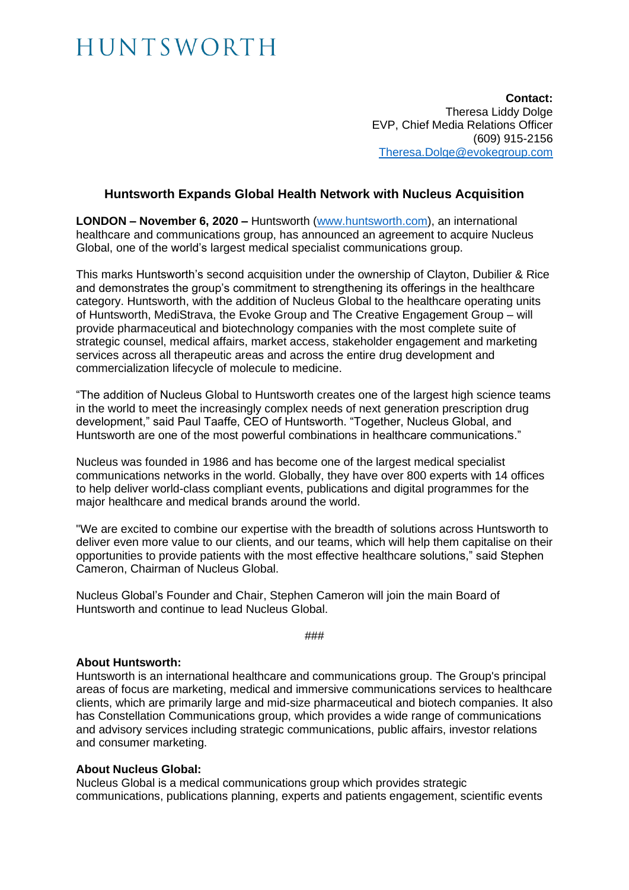# HUNTSWORTH

**Contact:**
Theresa Liddy Dolge
EVP, Chief Media Relations Officer
(609) 915-2156
[Theresa.Dolge@evokegroup.com](mailto:Theresa.Dolge@evokegroup.com)

## Huntsworth Expands Global Health Network with Nucleus Acquisition

**LONDON – November 6, 2020 –** Huntsworth ([www.huntsworth.com](http://www.huntsworth.com)), an international healthcare and communications group, has announced an agreement to acquire Nucleus Global, one of the world's largest medical specialist communications group.

This marks Huntsworth's second acquisition under the ownership of Clayton, Dubilier & Rice and demonstrates the group's commitment to strengthening its offerings in the healthcare category. Huntsworth, with the addition of Nucleus Global to the healthcare operating units of Huntsworth, MediStrava, the Evoke Group and The Creative Engagement Group – will provide pharmaceutical and biotechnology companies with the most complete suite of strategic counsel, medical affairs, market access, stakeholder engagement and marketing services across all therapeutic areas and across the entire drug development and commercialization lifecycle of molecule to medicine.

"The addition of Nucleus Global to Huntsworth creates one of the largest high science teams in the world to meet the increasingly complex needs of next generation prescription drug development," said Paul Taaffe, CEO of Huntsworth. "Together, Nucleus Global, and Huntsworth are one of the most powerful combinations in healthcare communications."

Nucleus was founded in 1986 and has become one of the largest medical specialist communications networks in the world. Globally, they have over 800 experts with 14 offices to help deliver world-class compliant events, publications and digital programmes for the major healthcare and medical brands around the world.

"We are excited to combine our expertise with the breadth of solutions across Huntsworth to deliver even more value to our clients, and our teams, which will help them capitalise on their opportunities to provide patients with the most effective healthcare solutions," said Stephen Cameron, Chairman of Nucleus Global.

Nucleus Global's Founder and Chair, Stephen Cameron will join the main Board of Huntsworth and continue to lead Nucleus Global.

###

**About Huntsworth:**
Huntsworth is an international healthcare and communications group. The Group's principal areas of focus are marketing, medical and immersive communications services to healthcare clients, which are primarily large and mid-size pharmaceutical and biotech companies. It also has Constellation Communications group, which provides a wide range of communications and advisory services including strategic communications, public affairs, investor relations and consumer marketing.

**About Nucleus Global:**
Nucleus Global is a medical communications group which provides strategic communications, publications planning, experts and patients engagement, scientific events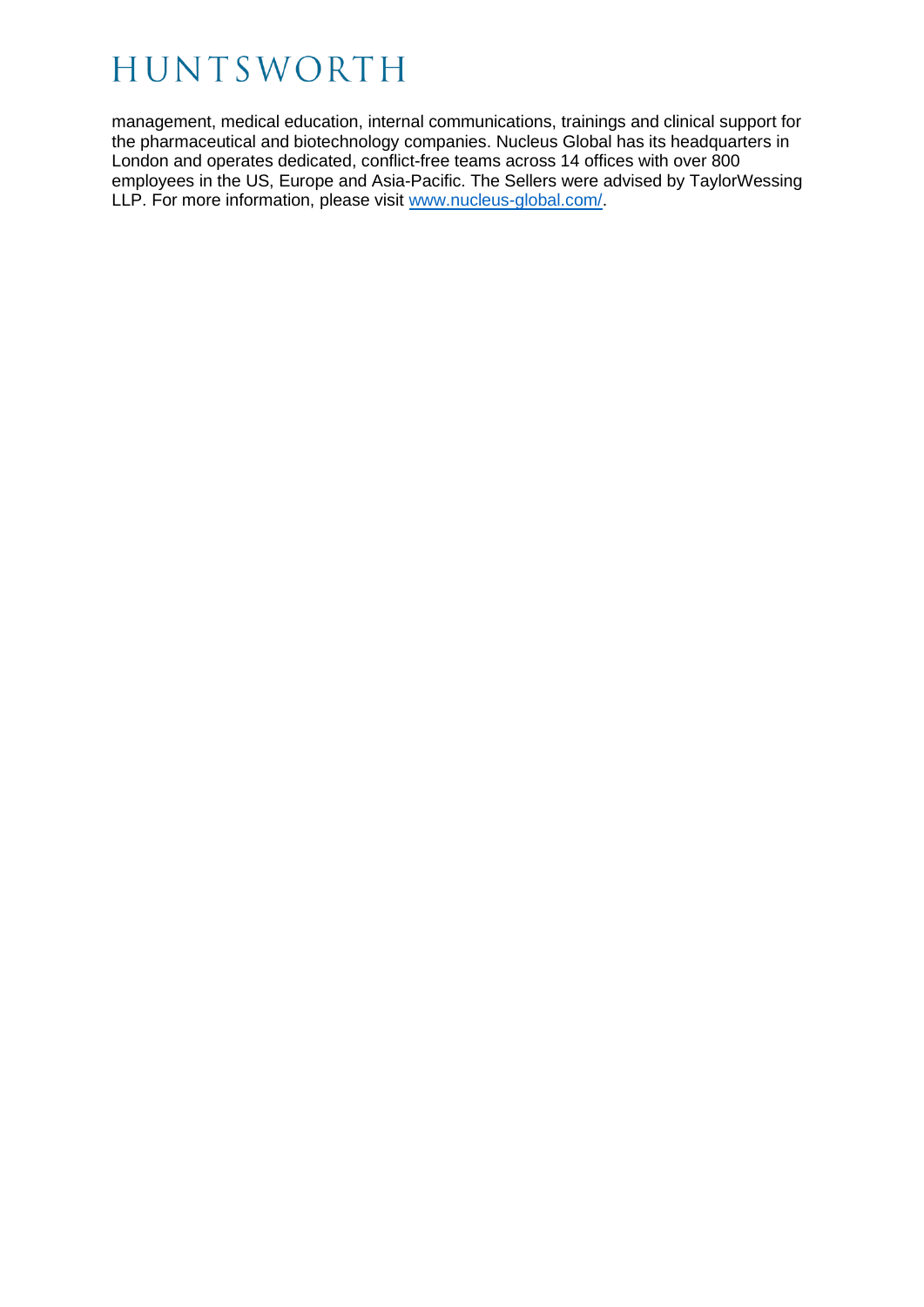management, medical education, internal communications, trainings and clinical support for the pharmaceutical and biotechnology companies. Nucleus Global has its headquarters in London and operates dedicated, conflict-free teams across 14 offices with over 800 employees in the US, Europe and Asia-Pacific. The Sellers were advised by TaylorWessing LLP. For more information, please visit [www.nucleus-global.com/](http://www.nucleus-global.com/).